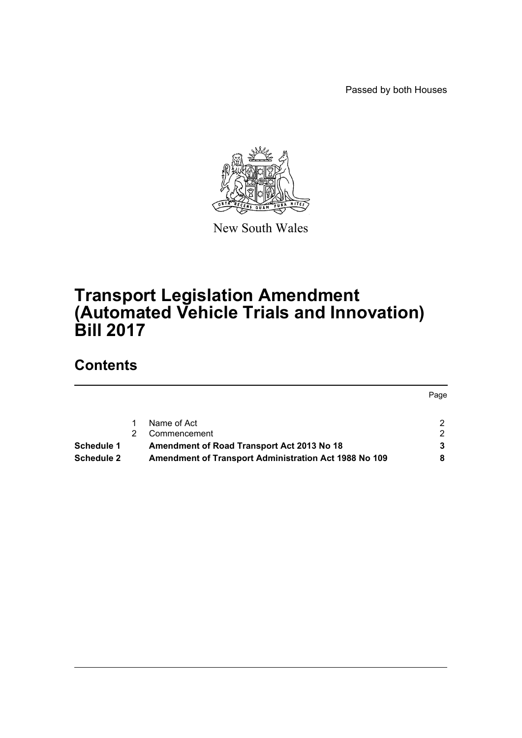Passed by both Houses

New South Wales

# Transport Legislation Amendment (Automated Vehicle Trials and Innovation) Bill 2017

## Contents

| | | | Page |
|---|---|---|---|
| | 1 | Name of Act | 2 |
| | 2 | Commencement | 2 |
| **Schedule 1** | | **Amendment of Road Transport Act 2013 No 18** | **3** |
| **Schedule 2** | | **Amendment of Transport Administration Act 1988 No 109** | **8** |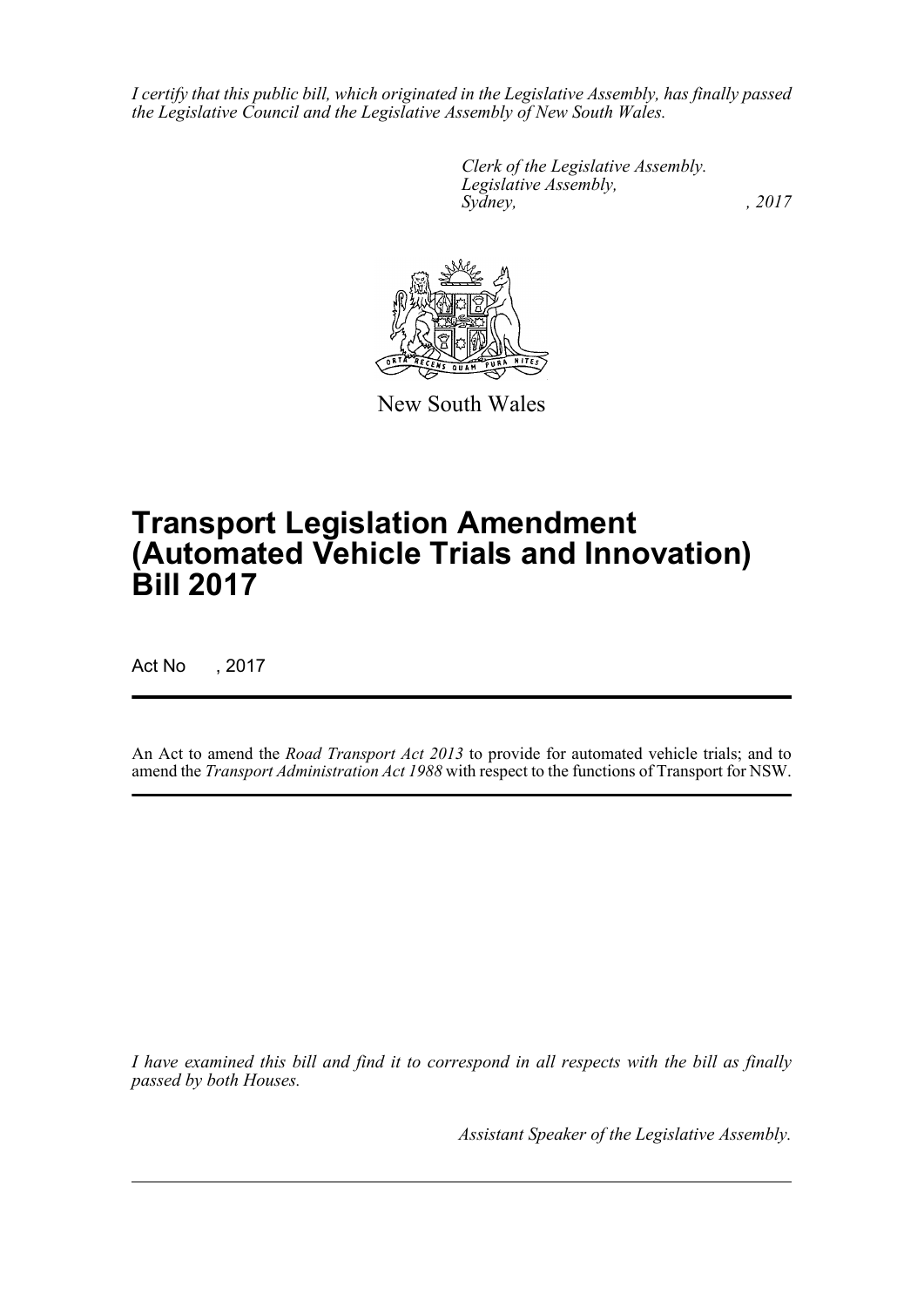*I certify that this public bill, which originated in the Legislative Assembly, has finally passed the Legislative Council and the Legislative Assembly of New South Wales.*

*Clerk of the Legislative Assembly.*
*Legislative Assembly,*
*Sydney, , 2017*

New South Wales

# Transport Legislation Amendment (Automated Vehicle Trials and Innovation) Bill 2017

Act No , 2017

An Act to amend the *Road Transport Act 2013* to provide for automated vehicle trials; and to amend the *Transport Administration Act 1988* with respect to the functions of Transport for NSW.

*I have examined this bill and find it to correspond in all respects with the bill as finally passed by both Houses.*

*Assistant Speaker of the Legislative Assembly.*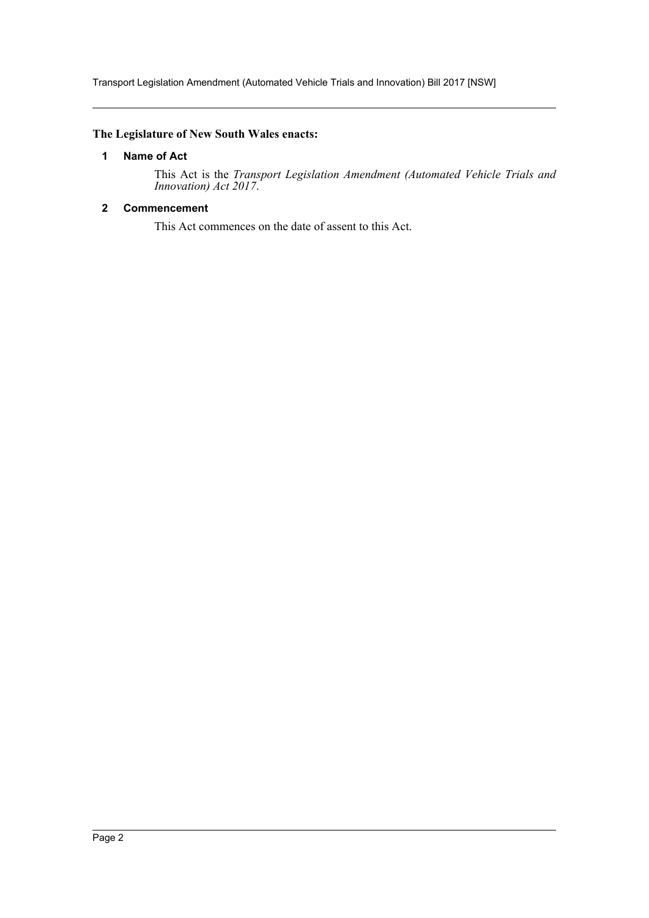**The Legislature of New South Wales enacts:**

## 1 Name of Act

This Act is the *Transport Legislation Amendment (Automated Vehicle Trials and Innovation) Act 2017*.

## 2 Commencement

This Act commences on the date of assent to this Act.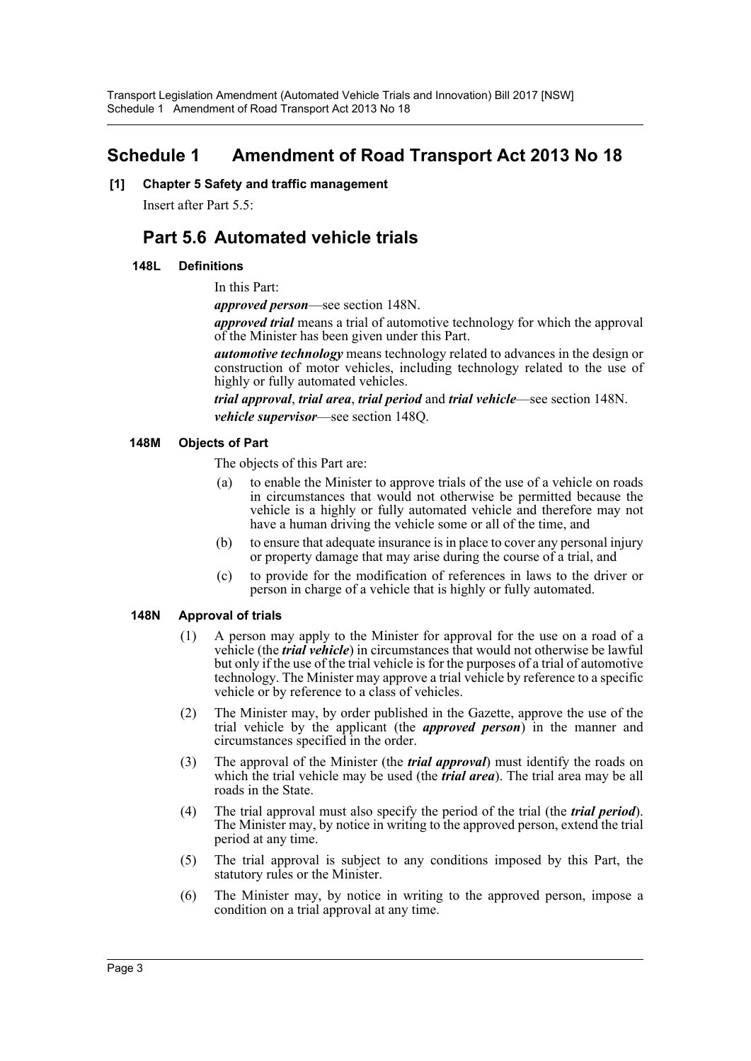# Schedule 1 Amendment of Road Transport Act 2013 No 18

**[1] Chapter 5 Safety and traffic management**

Insert after Part 5.5:

## Part 5.6 Automated vehicle trials

### 148L Definitions

In this Part:

***approved person***—see section 148N.

***approved trial*** means a trial of automotive technology for which the approval of the Minister has been given under this Part.

***automotive technology*** means technology related to advances in the design or construction of motor vehicles, including technology related to the use of highly or fully automated vehicles.

***trial approval***, ***trial area***, ***trial period*** and ***trial vehicle***—see section 148N.

***vehicle supervisor***—see section 148Q.

### 148M Objects of Part

The objects of this Part are:

(a) to enable the Minister to approve trials of the use of a vehicle on roads in circumstances that would not otherwise be permitted because the vehicle is a highly or fully automated vehicle and therefore may not have a human driving the vehicle some or all of the time, and

(b) to ensure that adequate insurance is in place to cover any personal injury or property damage that may arise during the course of a trial, and

(c) to provide for the modification of references in laws to the driver or person in charge of a vehicle that is highly or fully automated.

### 148N Approval of trials

(1) A person may apply to the Minister for approval for the use on a road of a vehicle (the ***trial vehicle***) in circumstances that would not otherwise be lawful but only if the use of the trial vehicle is for the purposes of a trial of automotive technology. The Minister may approve a trial vehicle by reference to a specific vehicle or by reference to a class of vehicles.

(2) The Minister may, by order published in the Gazette, approve the use of the trial vehicle by the applicant (the ***approved person***) in the manner and circumstances specified in the order.

(3) The approval of the Minister (the ***trial approval***) must identify the roads on which the trial vehicle may be used (the ***trial area***). The trial area may be all roads in the State.

(4) The trial approval must also specify the period of the trial (the ***trial period***). The Minister may, by notice in writing to the approved person, extend the trial period at any time.

(5) The trial approval is subject to any conditions imposed by this Part, the statutory rules or the Minister.

(6) The Minister may, by notice in writing to the approved person, impose a condition on a trial approval at any time.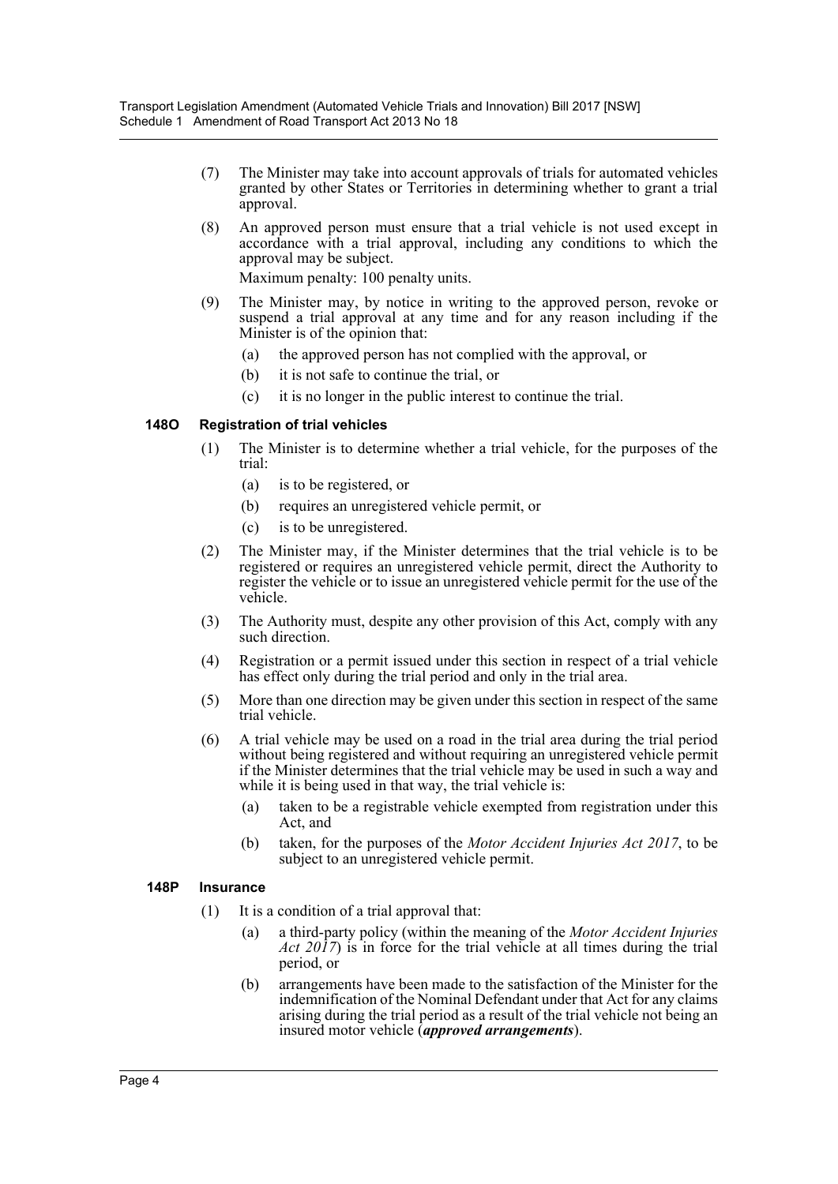(7) The Minister may take into account approvals of trials for automated vehicles granted by other States or Territories in determining whether to grant a trial approval.

(8) An approved person must ensure that a trial vehicle is not used except in accordance with a trial approval, including any conditions to which the approval may be subject.

Maximum penalty: 100 penalty units.

(9) The Minister may, by notice in writing to the approved person, revoke or suspend a trial approval at any time and for any reason including if the Minister is of the opinion that:

(a) the approved person has not complied with the approval, or

(b) it is not safe to continue the trial, or

(c) it is no longer in the public interest to continue the trial.

### 148O Registration of trial vehicles

(1) The Minister is to determine whether a trial vehicle, for the purposes of the trial:

(a) is to be registered, or

(b) requires an unregistered vehicle permit, or

(c) is to be unregistered.

(2) The Minister may, if the Minister determines that the trial vehicle is to be registered or requires an unregistered vehicle permit, direct the Authority to register the vehicle or to issue an unregistered vehicle permit for the use of the vehicle.

(3) The Authority must, despite any other provision of this Act, comply with any such direction.

(4) Registration or a permit issued under this section in respect of a trial vehicle has effect only during the trial period and only in the trial area.

(5) More than one direction may be given under this section in respect of the same trial vehicle.

(6) A trial vehicle may be used on a road in the trial area during the trial period without being registered and without requiring an unregistered vehicle permit if the Minister determines that the trial vehicle may be used in such a way and while it is being used in that way, the trial vehicle is:

(a) taken to be a registrable vehicle exempted from registration under this Act, and

(b) taken, for the purposes of the *Motor Accident Injuries Act 2017*, to be subject to an unregistered vehicle permit.

### 148P Insurance

(1) It is a condition of a trial approval that:

(a) a third-party policy (within the meaning of the *Motor Accident Injuries Act 2017*) is in force for the trial vehicle at all times during the trial period, or

(b) arrangements have been made to the satisfaction of the Minister for the indemnification of the Nominal Defendant under that Act for any claims arising during the trial period as a result of the trial vehicle not being an insured motor vehicle (***approved arrangements***).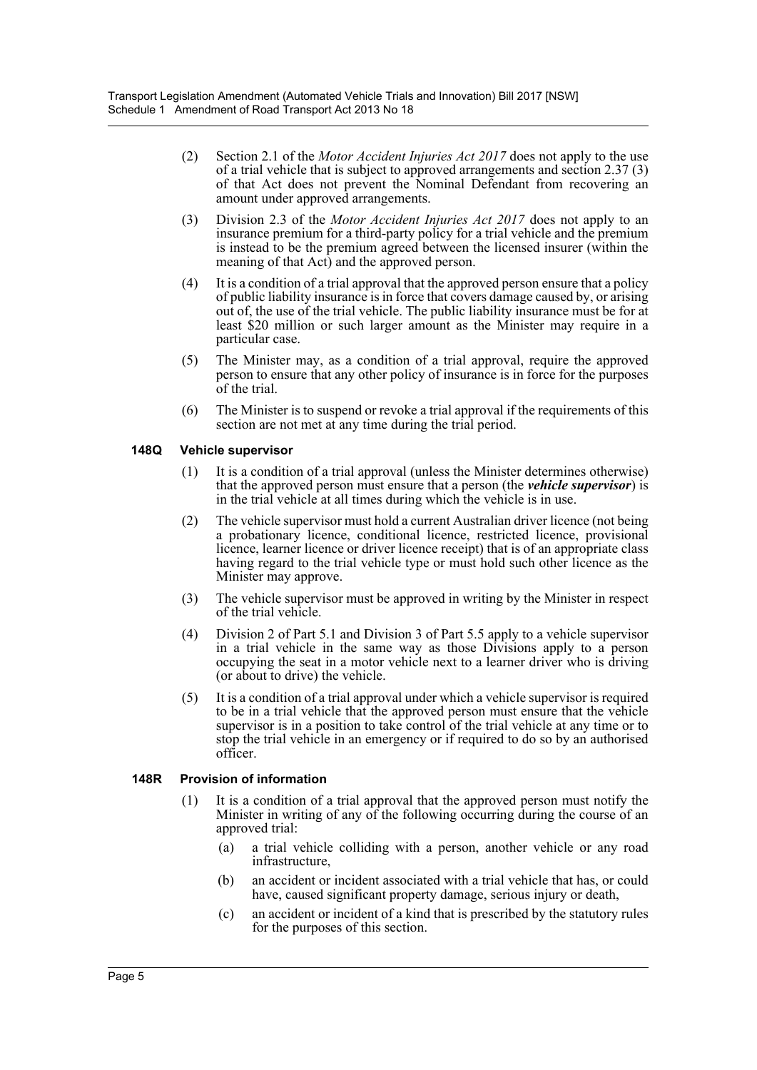(2) Section 2.1 of the *Motor Accident Injuries Act 2017* does not apply to the use of a trial vehicle that is subject to approved arrangements and section 2.37 (3) of that Act does not prevent the Nominal Defendant from recovering an amount under approved arrangements.

(3) Division 2.3 of the *Motor Accident Injuries Act 2017* does not apply to an insurance premium for a third-party policy for a trial vehicle and the premium is instead to be the premium agreed between the licensed insurer (within the meaning of that Act) and the approved person.

(4) It is a condition of a trial approval that the approved person ensure that a policy of public liability insurance is in force that covers damage caused by, or arising out of, the use of the trial vehicle. The public liability insurance must be for at least $20 million or such larger amount as the Minister may require in a particular case.

(5) The Minister may, as a condition of a trial approval, require the approved person to ensure that any other policy of insurance is in force for the purposes of the trial.

(6) The Minister is to suspend or revoke a trial approval if the requirements of this section are not met at any time during the trial period.

#### 148Q Vehicle supervisor

(1) It is a condition of a trial approval (unless the Minister determines otherwise) that the approved person must ensure that a person (the ***vehicle supervisor***) is in the trial vehicle at all times during which the vehicle is in use.

(2) The vehicle supervisor must hold a current Australian driver licence (not being a probationary licence, conditional licence, restricted licence, provisional licence, learner licence or driver licence receipt) that is of an appropriate class having regard to the trial vehicle type or must hold such other licence as the Minister may approve.

(3) The vehicle supervisor must be approved in writing by the Minister in respect of the trial vehicle.

(4) Division 2 of Part 5.1 and Division 3 of Part 5.5 apply to a vehicle supervisor in a trial vehicle in the same way as those Divisions apply to a person occupying the seat in a motor vehicle next to a learner driver who is driving (or about to drive) the vehicle.

(5) It is a condition of a trial approval under which a vehicle supervisor is required to be in a trial vehicle that the approved person must ensure that the vehicle supervisor is in a position to take control of the trial vehicle at any time or to stop the trial vehicle in an emergency or if required to do so by an authorised officer.

#### 148R Provision of information

(1) It is a condition of a trial approval that the approved person must notify the Minister in writing of any of the following occurring during the course of an approved trial:

(a) a trial vehicle colliding with a person, another vehicle or any road infrastructure,

(b) an accident or incident associated with a trial vehicle that has, or could have, caused significant property damage, serious injury or death,

(c) an accident or incident of a kind that is prescribed by the statutory rules for the purposes of this section.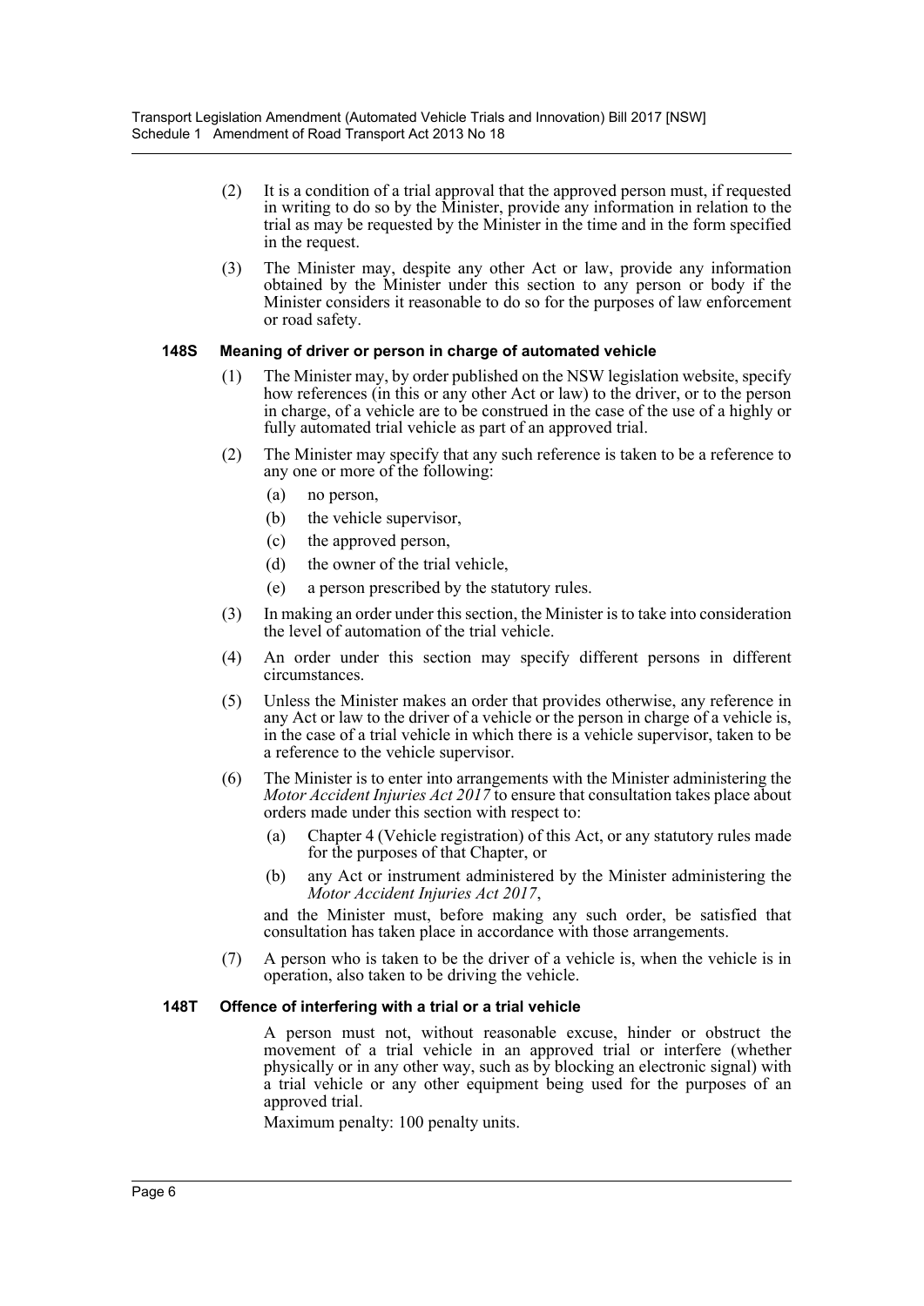(2) It is a condition of a trial approval that the approved person must, if requested in writing to do so by the Minister, provide any information in relation to the trial as may be requested by the Minister in the time and in the form specified in the request.

(3) The Minister may, despite any other Act or law, provide any information obtained by the Minister under this section to any person or body if the Minister considers it reasonable to do so for the purposes of law enforcement or road safety.

#### 148S Meaning of driver or person in charge of automated vehicle

(1) The Minister may, by order published on the NSW legislation website, specify how references (in this or any other Act or law) to the driver, or to the person in charge, of a vehicle are to be construed in the case of the use of a highly or fully automated trial vehicle as part of an approved trial.

(2) The Minister may specify that any such reference is taken to be a reference to any one or more of the following:

- (a) no person,
- (b) the vehicle supervisor,
- (c) the approved person,
- (d) the owner of the trial vehicle,
- (e) a person prescribed by the statutory rules.

(3) In making an order under this section, the Minister is to take into consideration the level of automation of the trial vehicle.

(4) An order under this section may specify different persons in different circumstances.

(5) Unless the Minister makes an order that provides otherwise, any reference in any Act or law to the driver of a vehicle or the person in charge of a vehicle is, in the case of a trial vehicle in which there is a vehicle supervisor, taken to be a reference to the vehicle supervisor.

(6) The Minister is to enter into arrangements with the Minister administering the *Motor Accident Injuries Act 2017* to ensure that consultation takes place about orders made under this section with respect to:

- (a) Chapter 4 (Vehicle registration) of this Act, or any statutory rules made for the purposes of that Chapter, or
- (b) any Act or instrument administered by the Minister administering the *Motor Accident Injuries Act 2017*,

and the Minister must, before making any such order, be satisfied that consultation has taken place in accordance with those arrangements.

(7) A person who is taken to be the driver of a vehicle is, when the vehicle is in operation, also taken to be driving the vehicle.

#### 148T Offence of interfering with a trial or a trial vehicle

A person must not, without reasonable excuse, hinder or obstruct the movement of a trial vehicle in an approved trial or interfere (whether physically or in any other way, such as by blocking an electronic signal) with a trial vehicle or any other equipment being used for the purposes of an approved trial.

Maximum penalty: 100 penalty units.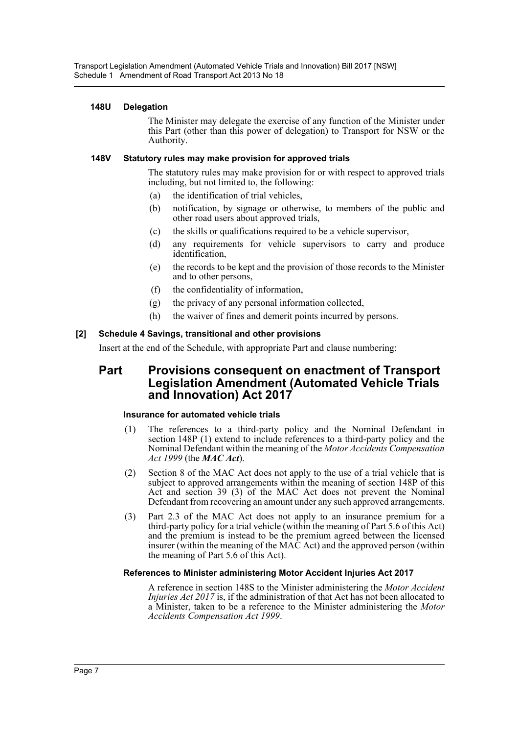#### 148U Delegation

The Minister may delegate the exercise of any function of the Minister under this Part (other than this power of delegation) to Transport for NSW or the Authority.

#### 148V Statutory rules may make provision for approved trials

The statutory rules may make provision for or with respect to approved trials including, but not limited to, the following:

- (a) the identification of trial vehicles,
- (b) notification, by signage or otherwise, to members of the public and other road users about approved trials,
- (c) the skills or qualifications required to be a vehicle supervisor,
- (d) any requirements for vehicle supervisors to carry and produce identification,
- (e) the records to be kept and the provision of those records to the Minister and to other persons,
- (f) the confidentiality of information,
- (g) the privacy of any personal information collected,
- (h) the waiver of fines and demerit points incurred by persons.

#### [2] Schedule 4 Savings, transitional and other provisions

Insert at the end of the Schedule, with appropriate Part and clause numbering:

## Part Provisions consequent on enactment of Transport Legislation Amendment (Automated Vehicle Trials and Innovation) Act 2017

#### Insurance for automated vehicle trials

(1) The references to a third-party policy and the Nominal Defendant in section 148P (1) extend to include references to a third-party policy and the Nominal Defendant within the meaning of the *Motor Accidents Compensation Act 1999* (the ***MAC Act***).

(2) Section 8 of the MAC Act does not apply to the use of a trial vehicle that is subject to approved arrangements within the meaning of section 148P of this Act and section 39 (3) of the MAC Act does not prevent the Nominal Defendant from recovering an amount under any such approved arrangements.

(3) Part 2.3 of the MAC Act does not apply to an insurance premium for a third-party policy for a trial vehicle (within the meaning of Part 5.6 of this Act) and the premium is instead to be the premium agreed between the licensed insurer (within the meaning of the MAC Act) and the approved person (within the meaning of Part 5.6 of this Act).

#### References to Minister administering Motor Accident Injuries Act 2017

A reference in section 148S to the Minister administering the *Motor Accident Injuries Act 2017* is, if the administration of that Act has not been allocated to a Minister, taken to be a reference to the Minister administering the *Motor Accidents Compensation Act 1999*.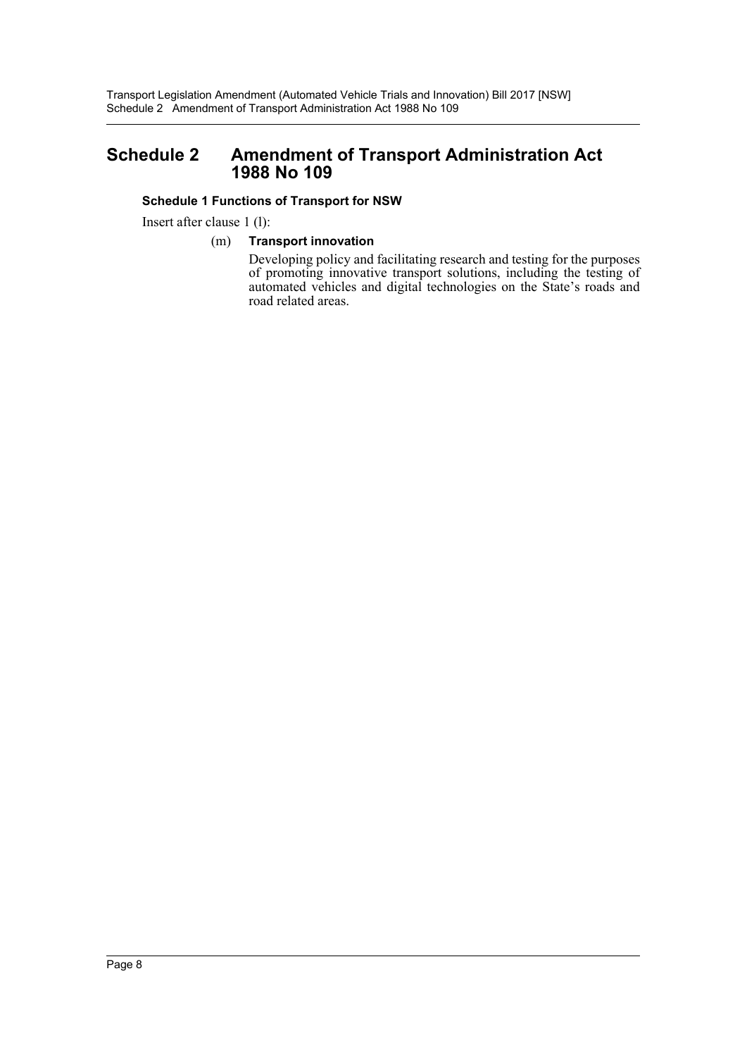## Schedule 2 Amendment of Transport Administration Act 1988 No 109

**Schedule 1 Functions of Transport for NSW**

Insert after clause 1 (l):

(m) **Transport innovation**

Developing policy and facilitating research and testing for the purposes of promoting innovative transport solutions, including the testing of automated vehicles and digital technologies on the State's roads and road related areas.